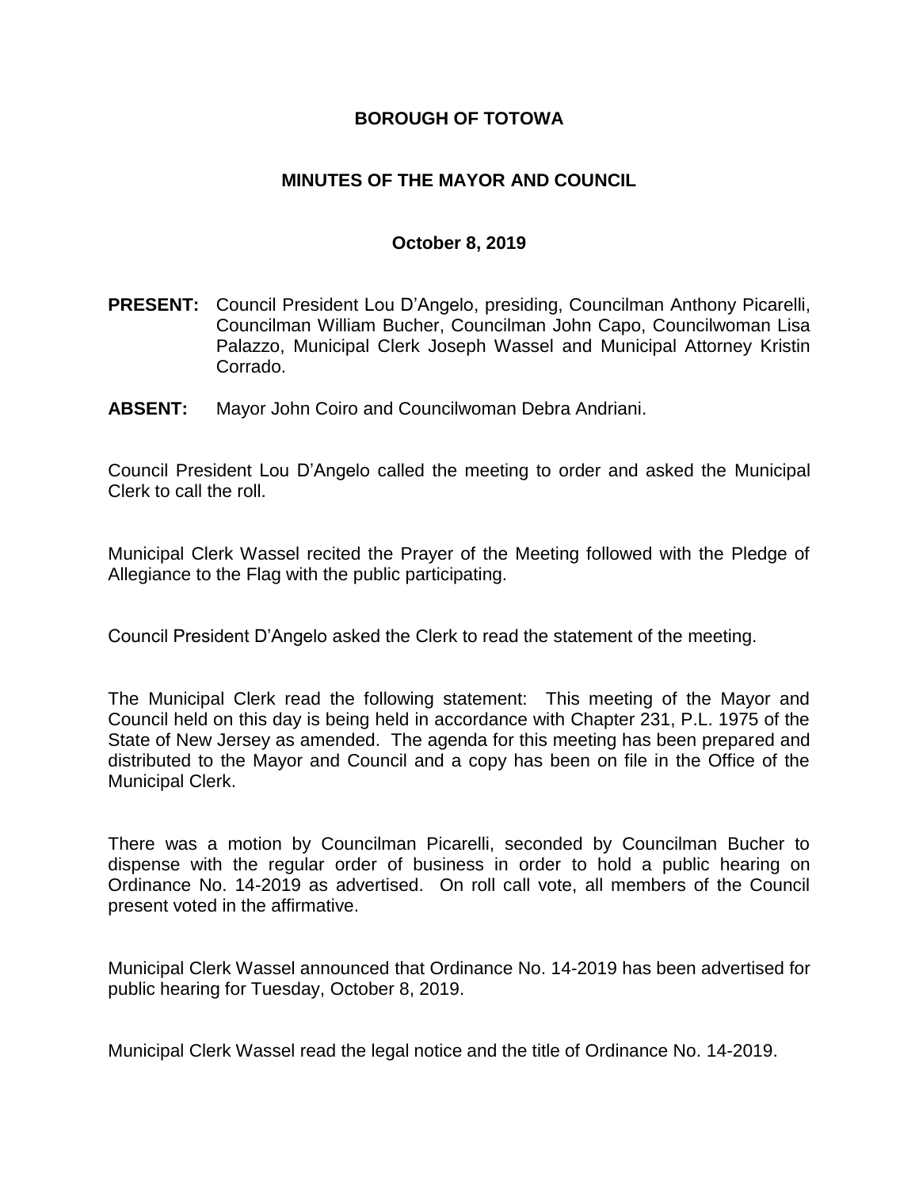# BOROUGH OF TOTOWA

## MINUTES OF THE MAYOR AND COUNCIL

### October 8, 2019

**PRESENT:** Council President Lou D'Angelo, presiding, Councilman Anthony Picarelli, Councilman William Bucher, Councilman John Capo, Councilwoman Lisa Palazzo, Municipal Clerk Joseph Wassel and Municipal Attorney Kristin Corrado.

**ABSENT:** Mayor John Coiro and Councilwoman Debra Andriani.

Council President Lou D'Angelo called the meeting to order and asked the Municipal Clerk to call the roll.

Municipal Clerk Wassel recited the Prayer of the Meeting followed with the Pledge of Allegiance to the Flag with the public participating.

Council President D'Angelo asked the Clerk to read the statement of the meeting.

The Municipal Clerk read the following statement: This meeting of the Mayor and Council held on this day is being held in accordance with Chapter 231, P.L. 1975 of the State of New Jersey as amended. The agenda for this meeting has been prepared and distributed to the Mayor and Council and a copy has been on file in the Office of the Municipal Clerk.

There was a motion by Councilman Picarelli, seconded by Councilman Bucher to dispense with the regular order of business in order to hold a public hearing on Ordinance No. 14-2019 as advertised. On roll call vote, all members of the Council present voted in the affirmative.

Municipal Clerk Wassel announced that Ordinance No. 14-2019 has been advertised for public hearing for Tuesday, October 8, 2019.

Municipal Clerk Wassel read the legal notice and the title of Ordinance No. 14-2019.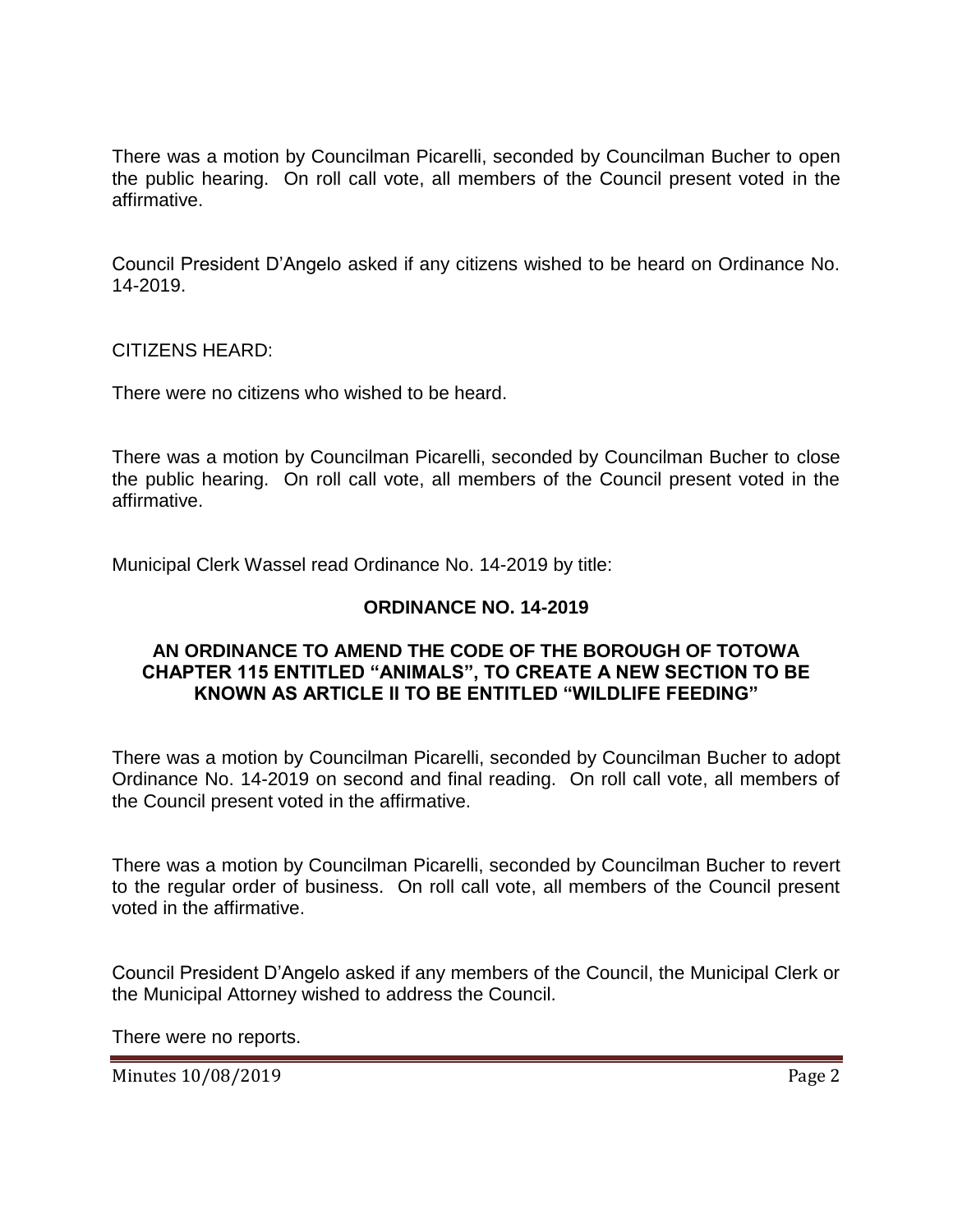There was a motion by Councilman Picarelli, seconded by Councilman Bucher to open the public hearing. On roll call vote, all members of the Council present voted in the affirmative.

Council President D'Angelo asked if any citizens wished to be heard on Ordinance No. 14-2019.

CITIZENS HEARD:

There were no citizens who wished to be heard.

There was a motion by Councilman Picarelli, seconded by Councilman Bucher to close the public hearing. On roll call vote, all members of the Council present voted in the affirmative.

Municipal Clerk Wassel read Ordinance No. 14-2019 by title:

**ORDINANCE NO. 14-2019**

**AN ORDINANCE TO AMEND THE CODE OF THE BOROUGH OF TOTOWA CHAPTER 115 ENTITLED "ANIMALS", TO CREATE A NEW SECTION TO BE KNOWN AS ARTICLE II TO BE ENTITLED "WILDLIFE FEEDING"**

There was a motion by Councilman Picarelli, seconded by Councilman Bucher to adopt Ordinance No. 14-2019 on second and final reading. On roll call vote, all members of the Council present voted in the affirmative.

There was a motion by Councilman Picarelli, seconded by Councilman Bucher to revert to the regular order of business. On roll call vote, all members of the Council present voted in the affirmative.

Council President D'Angelo asked if any members of the Council, the Municipal Clerk or the Municipal Attorney wished to address the Council.

There were no reports.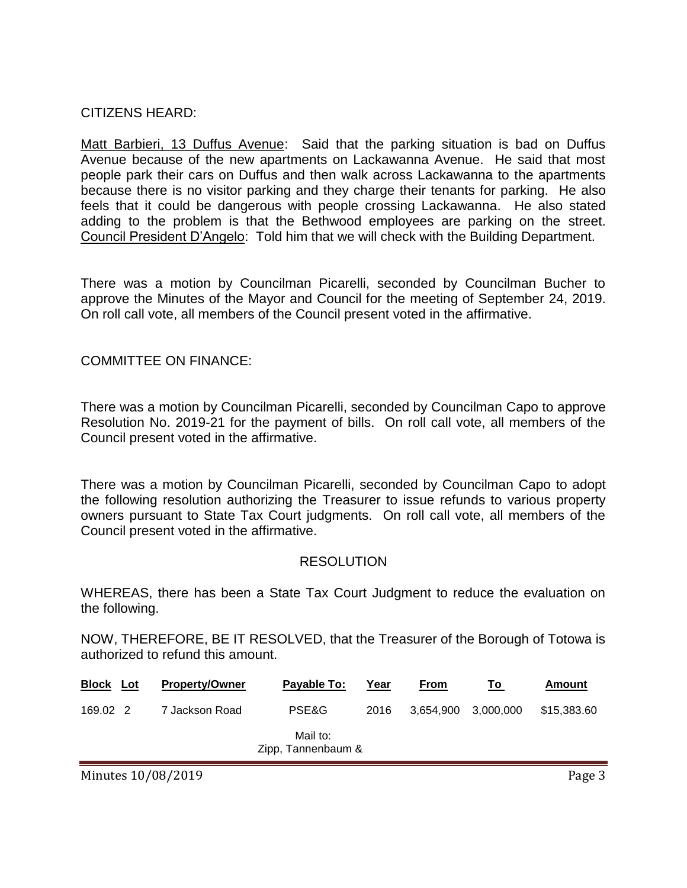CITIZENS HEARD:

Matt Barbieri, 13 Duffus Avenue: Said that the parking situation is bad on Duffus Avenue because of the new apartments on Lackawanna Avenue. He said that most people park their cars on Duffus and then walk across Lackawanna to the apartments because there is no visitor parking and they charge their tenants for parking. He also feels that it could be dangerous with people crossing Lackawanna. He also stated adding to the problem is that the Bethwood employees are parking on the street. Council President D'Angelo: Told him that we will check with the Building Department.

There was a motion by Councilman Picarelli, seconded by Councilman Bucher to approve the Minutes of the Mayor and Council for the meeting of September 24, 2019. On roll call vote, all members of the Council present voted in the affirmative.

COMMITTEE ON FINANCE:

There was a motion by Councilman Picarelli, seconded by Councilman Capo to approve Resolution No. 2019-21 for the payment of bills. On roll call vote, all members of the Council present voted in the affirmative.

There was a motion by Councilman Picarelli, seconded by Councilman Capo to adopt the following resolution authorizing the Treasurer to issue refunds to various property owners pursuant to State Tax Court judgments. On roll call vote, all members of the Council present voted in the affirmative.

RESOLUTION

WHEREAS, there has been a State Tax Court Judgment to reduce the evaluation on the following.

NOW, THEREFORE, BE IT RESOLVED, that the Treasurer of the Borough of Totowa is authorized to refund this amount.

| Block | Lot | Property/Owner | Payable To: | Year | From | To | Amount |
|---|---|---|---|---|---|---|---|
| 169.02 | 2 | 7 Jackson Road | PSE&G | 2016 | 3,654,900 | 3,000,000 | $15,383.60 |
| | | | Mail to: Zipp, Tannenbaum & | | | | |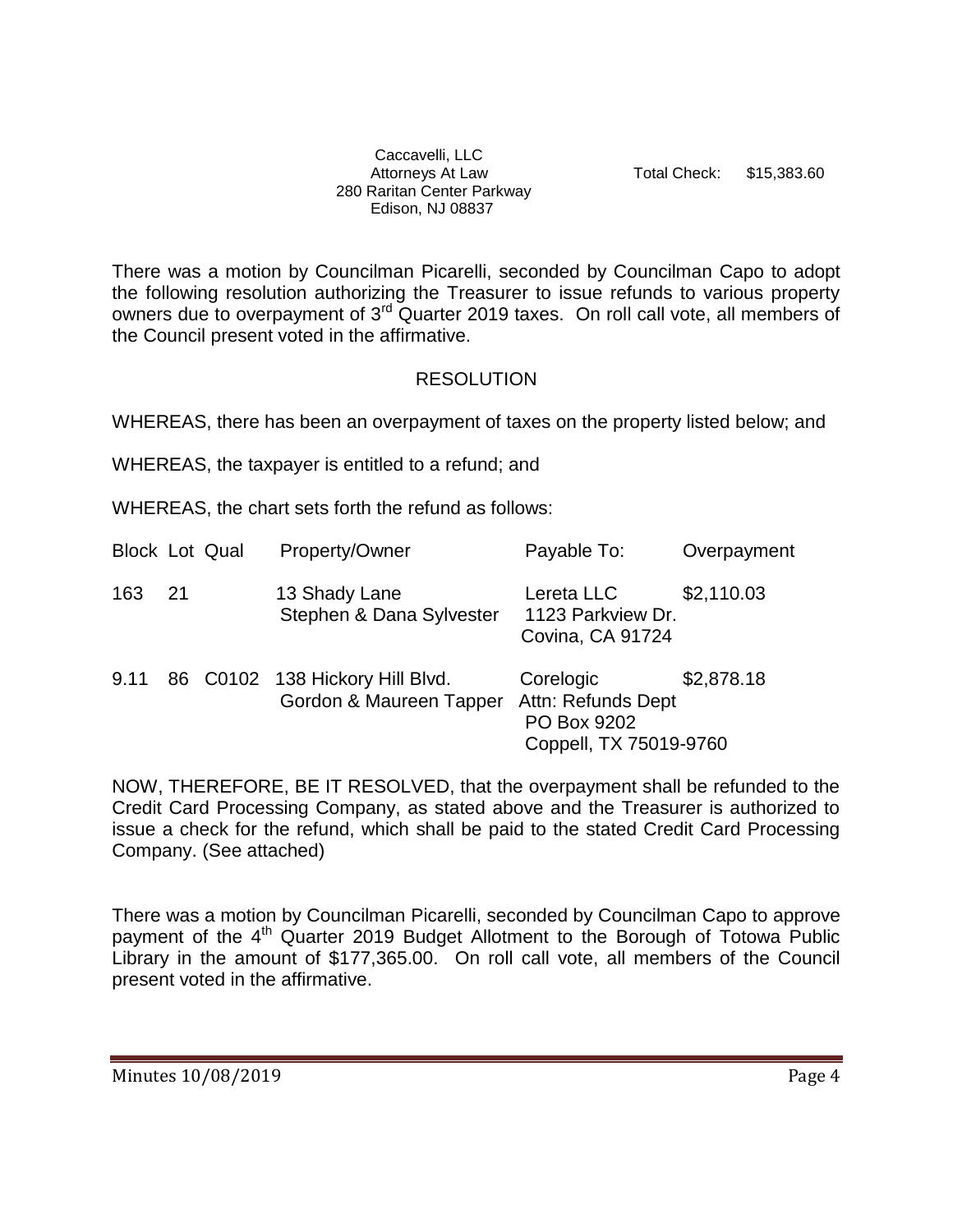Caccavelli, LLC
Attorneys At Law
280 Raritan Center Parkway
Edison, NJ 08837

Total Check: $15,383.60

There was a motion by Councilman Picarelli, seconded by Councilman Capo to adopt the following resolution authorizing the Treasurer to issue refunds to various property owners due to overpayment of 3rd Quarter 2019 taxes. On roll call vote, all members of the Council present voted in the affirmative.

## RESOLUTION

WHEREAS, there has been an overpayment of taxes on the property listed below; and

WHEREAS, the taxpayer is entitled to a refund; and

WHEREAS, the chart sets forth the refund as follows:

| Block | Lot | Qual | Property/Owner | Payable To: | Overpayment |
|---|---|---|---|---|---|
| 163 | 21 | | 13 Shady Lane<br>Stephen & Dana Sylvester | Lereta LLC<br>1123 Parkview Dr.<br>Covina, CA 91724 | $2,110.03 |
| 9.11 | 86 | C0102 | 138 Hickory Hill Blvd.<br>Gordon & Maureen Tapper | Corelogic<br>Attn: Refunds Dept<br>PO Box 9202<br>Coppell, TX 75019-9760 | $2,878.18 |

NOW, THEREFORE, BE IT RESOLVED, that the overpayment shall be refunded to the Credit Card Processing Company, as stated above and the Treasurer is authorized to issue a check for the refund, which shall be paid to the stated Credit Card Processing Company. (See attached)

There was a motion by Councilman Picarelli, seconded by Councilman Capo to approve payment of the 4th Quarter 2019 Budget Allotment to the Borough of Totowa Public Library in the amount of $177,365.00. On roll call vote, all members of the Council present voted in the affirmative.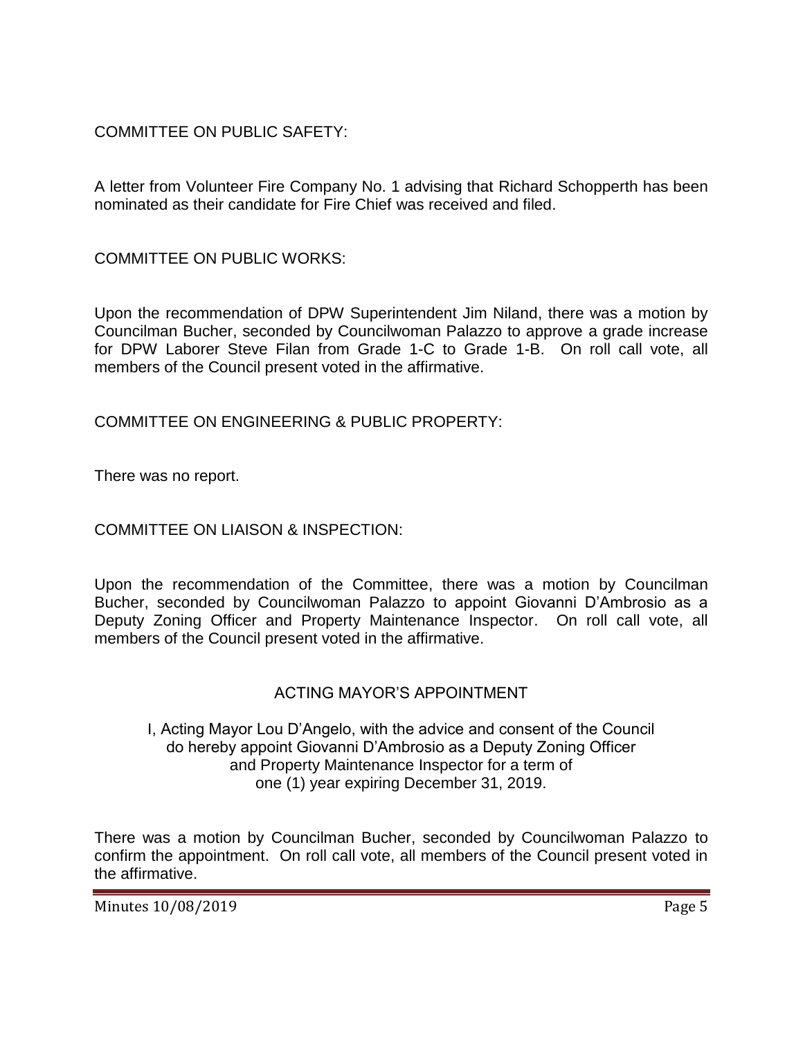COMMITTEE ON PUBLIC SAFETY:

A letter from Volunteer Fire Company No. 1 advising that Richard Schopperth has been nominated as their candidate for Fire Chief was received and filed.

COMMITTEE ON PUBLIC WORKS:

Upon the recommendation of DPW Superintendent Jim Niland, there was a motion by Councilman Bucher, seconded by Councilwoman Palazzo to approve a grade increase for DPW Laborer Steve Filan from Grade 1-C to Grade 1-B. On roll call vote, all members of the Council present voted in the affirmative.

COMMITTEE ON ENGINEERING & PUBLIC PROPERTY:

There was no report.

COMMITTEE ON LIAISON & INSPECTION:

Upon the recommendation of the Committee, there was a motion by Councilman Bucher, seconded by Councilwoman Palazzo to appoint Giovanni D'Ambrosio as a Deputy Zoning Officer and Property Maintenance Inspector. On roll call vote, all members of the Council present voted in the affirmative.

## ACTING MAYOR'S APPOINTMENT

I, Acting Mayor Lou D'Angelo, with the advice and consent of the Council do hereby appoint Giovanni D'Ambrosio as a Deputy Zoning Officer and Property Maintenance Inspector for a term of one (1) year expiring December 31, 2019.

There was a motion by Councilman Bucher, seconded by Councilwoman Palazzo to confirm the appointment. On roll call vote, all members of the Council present voted in the affirmative.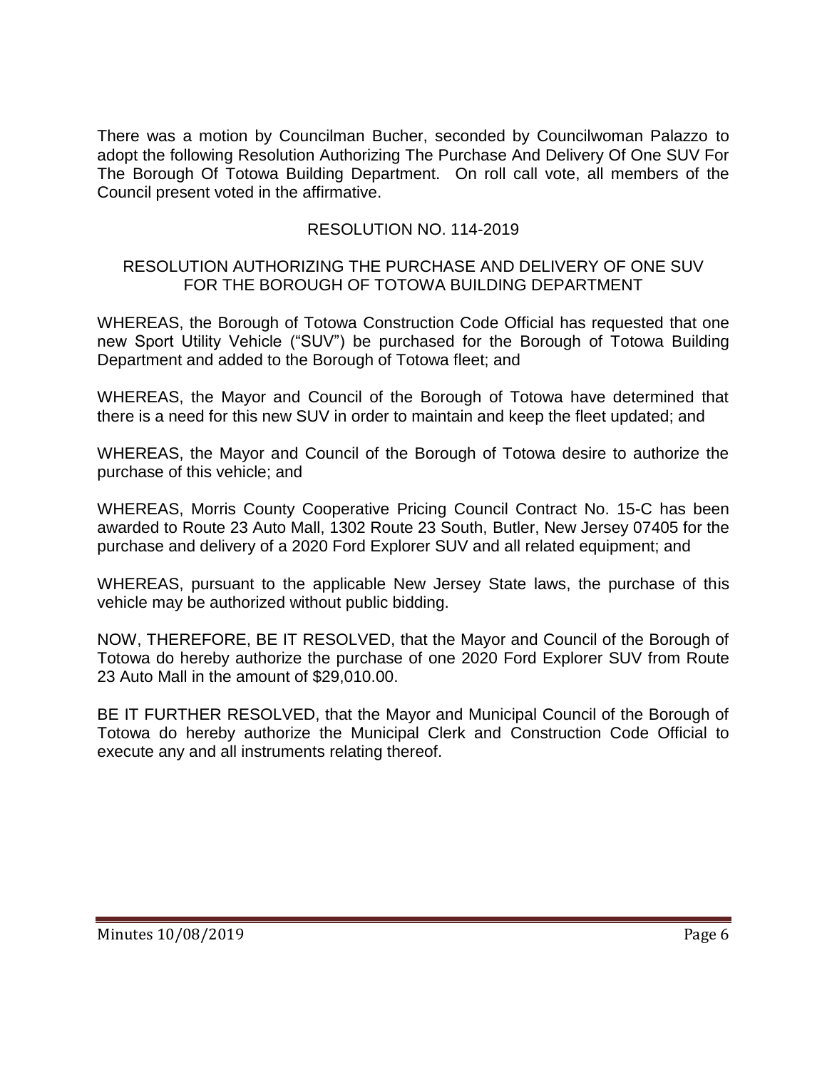There was a motion by Councilman Bucher, seconded by Councilwoman Palazzo to adopt the following Resolution Authorizing The Purchase And Delivery Of One SUV For The Borough Of Totowa Building Department. On roll call vote, all members of the Council present voted in the affirmative.

RESOLUTION NO. 114-2019

RESOLUTION AUTHORIZING THE PURCHASE AND DELIVERY OF ONE SUV FOR THE BOROUGH OF TOTOWA BUILDING DEPARTMENT

WHEREAS, the Borough of Totowa Construction Code Official has requested that one new Sport Utility Vehicle ("SUV") be purchased for the Borough of Totowa Building Department and added to the Borough of Totowa fleet; and

WHEREAS, the Mayor and Council of the Borough of Totowa have determined that there is a need for this new SUV in order to maintain and keep the fleet updated; and

WHEREAS, the Mayor and Council of the Borough of Totowa desire to authorize the purchase of this vehicle; and

WHEREAS, Morris County Cooperative Pricing Council Contract No. 15-C has been awarded to Route 23 Auto Mall, 1302 Route 23 South, Butler, New Jersey 07405 for the purchase and delivery of a 2020 Ford Explorer SUV and all related equipment; and

WHEREAS, pursuant to the applicable New Jersey State laws, the purchase of this vehicle may be authorized without public bidding.

NOW, THEREFORE, BE IT RESOLVED, that the Mayor and Council of the Borough of Totowa do hereby authorize the purchase of one 2020 Ford Explorer SUV from Route 23 Auto Mall in the amount of $29,010.00.

BE IT FURTHER RESOLVED, that the Mayor and Municipal Council of the Borough of Totowa do hereby authorize the Municipal Clerk and Construction Code Official to execute any and all instruments relating thereof.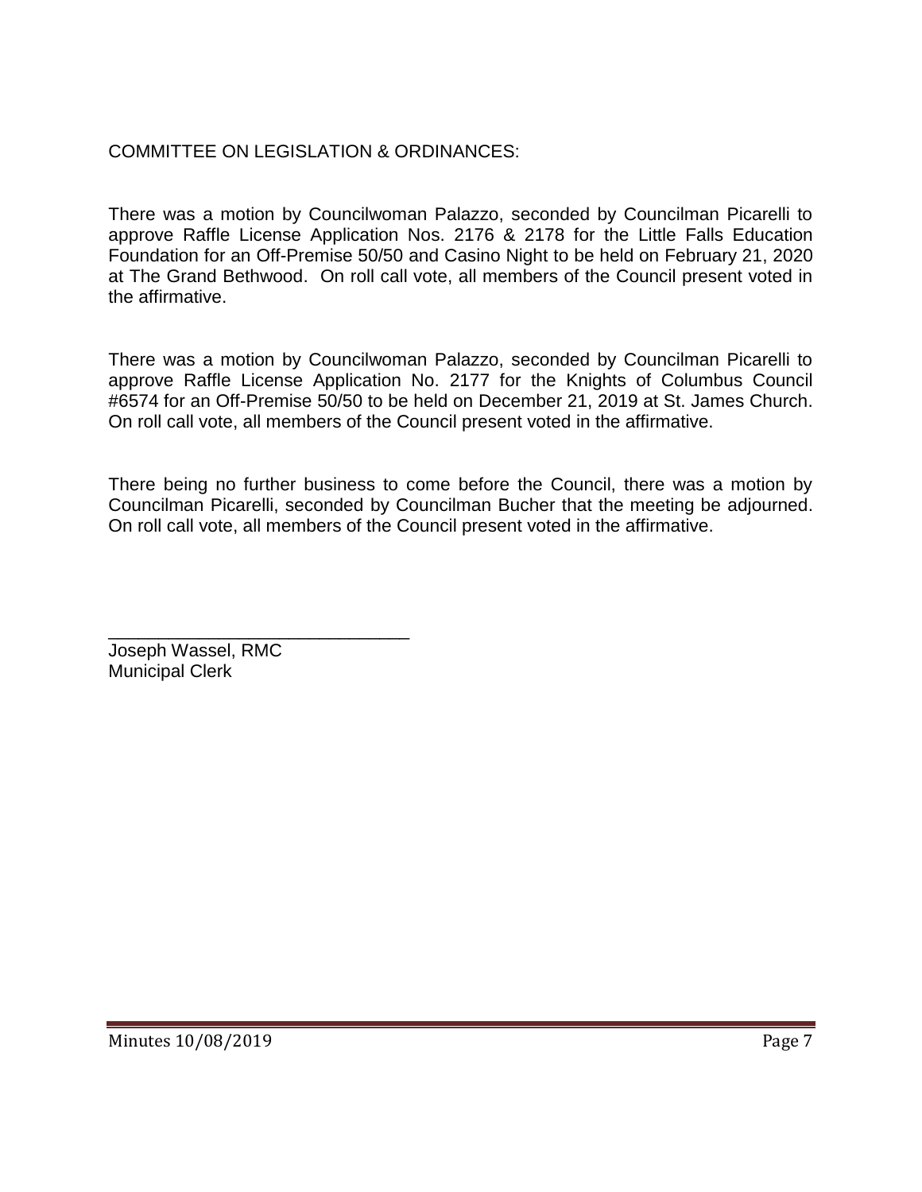COMMITTEE ON LEGISLATION & ORDINANCES:

There was a motion by Councilwoman Palazzo, seconded by Councilman Picarelli to approve Raffle License Application Nos. 2176 & 2178 for the Little Falls Education Foundation for an Off-Premise 50/50 and Casino Night to be held on February 21, 2020 at The Grand Bethwood. On roll call vote, all members of the Council present voted in the affirmative.

There was a motion by Councilwoman Palazzo, seconded by Councilman Picarelli to approve Raffle License Application No. 2177 for the Knights of Columbus Council #6574 for an Off-Premise 50/50 to be held on December 21, 2019 at St. James Church. On roll call vote, all members of the Council present voted in the affirmative.

There being no further business to come before the Council, there was a motion by Councilman Picarelli, seconded by Councilman Bucher that the meeting be adjourned. On roll call vote, all members of the Council present voted in the affirmative.

_______________________________
Joseph Wassel, RMC
Municipal Clerk